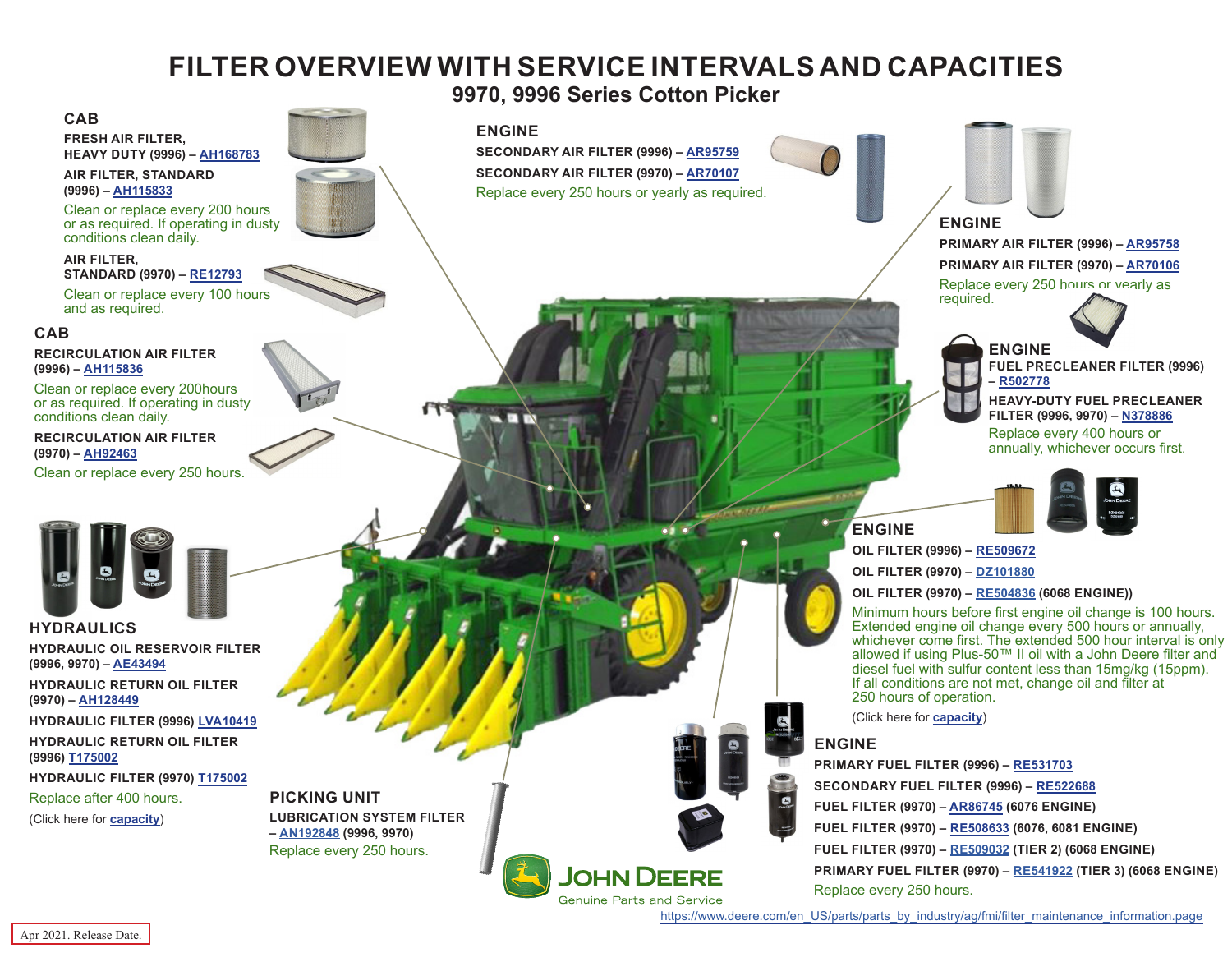# FILTER OVERVIEW WITH SERVICE INTERVALS AND CAPACITIES

## 9970, 9996 Series Cotton Picker

### CAB

**FRESH AIR FILTER, HEAVY DUTY (9996) – AH168783**

**AIR FILTER, STANDARD (9996) – AH115833**

Clean or replace every 200 hours or as required. If operating in dusty conditions clean daily.

**AIR FILTER, STANDARD (9970) – RE12793**

Clean or replace every 100 hours and as required.

### CAB

**RECIRCULATION AIR FILTER (9996) – AH115836**

Clean or replace every 200hours or as required. If operating in dusty conditions clean daily.

**RECIRCULATION AIR FILTER (9970) – AH92463**

Clean or replace every 250 hours.

### HYDRAULICS

**HYDRAULIC OIL RESERVOIR FILTER (9996, 9970) – AE43494**

**HYDRAULIC RETURN OIL FILTER (9970) – AH128449**

**HYDRAULIC FILTER (9996) LVA10419**

**HYDRAULIC RETURN OIL FILTER (9996) T175002**

**HYDRAULIC FILTER (9970) T175002**

Replace after 400 hours.

(Click here for **capacity**)

### PICKING UNIT

**LUBRICATION SYSTEM FILTER – AN192848 (9996, 9970)**

Replace every 250 hours.

### ENGINE

**SECONDARY AIR FILTER (9996) – AR95759**

**SECONDARY AIR FILTER (9970) – AR70107**

Replace every 250 hours or yearly as required.

### ENGINE

**PRIMARY AIR FILTER (9996) – AR95758**

**PRIMARY AIR FILTER (9970) – AR70106**

Replace every 250 hours or yearly as required.

### ENGINE

**FUEL PRECLEANER FILTER (9996) – R502778**

**HEAVY-DUTY FUEL PRECLEANER FILTER (9996, 9970) – N378886**

Replace every 400 hours or annually, whichever occurs first.

### ENGINE

**OIL FILTER (9996) – RE509672**

**OIL FILTER (9970) – DZ101880**

**OIL FILTER (9970) – RE504836 (6068 ENGINE))**

Minimum hours before first engine oil change is 100 hours. Extended engine oil change every 500 hours or annually, whichever come first. The extended 500 hour interval is only allowed if using Plus-50™ II oil with a John Deere filter and diesel fuel with sulfur content less than 15mg/kg (15ppm). If all conditions are not met, change oil and filter at 250 hours of operation.

(Click here for **capacity**)

### ENGINE

**PRIMARY FUEL FILTER (9996) – RE531703**

**SECONDARY FUEL FILTER (9996) – RE522688**

**FUEL FILTER (9970) – AR86745 (6076 ENGINE)**

**FUEL FILTER (9970) – RE508633 (6076, 6081 ENGINE)**

**FUEL FILTER (9970) – RE509032 (TIER 2) (6068 ENGINE)**

**PRIMARY FUEL FILTER (9970) – RE541922 (TIER 3) (6068 ENGINE)**

Replace every 250 hours.

JOHN DEERE
Genuine Parts and Service

https://www.deere.com/en_US/parts/parts_by_industry/ag/fmi/filter_maintenance_information.page

Apr 2021. Release Date.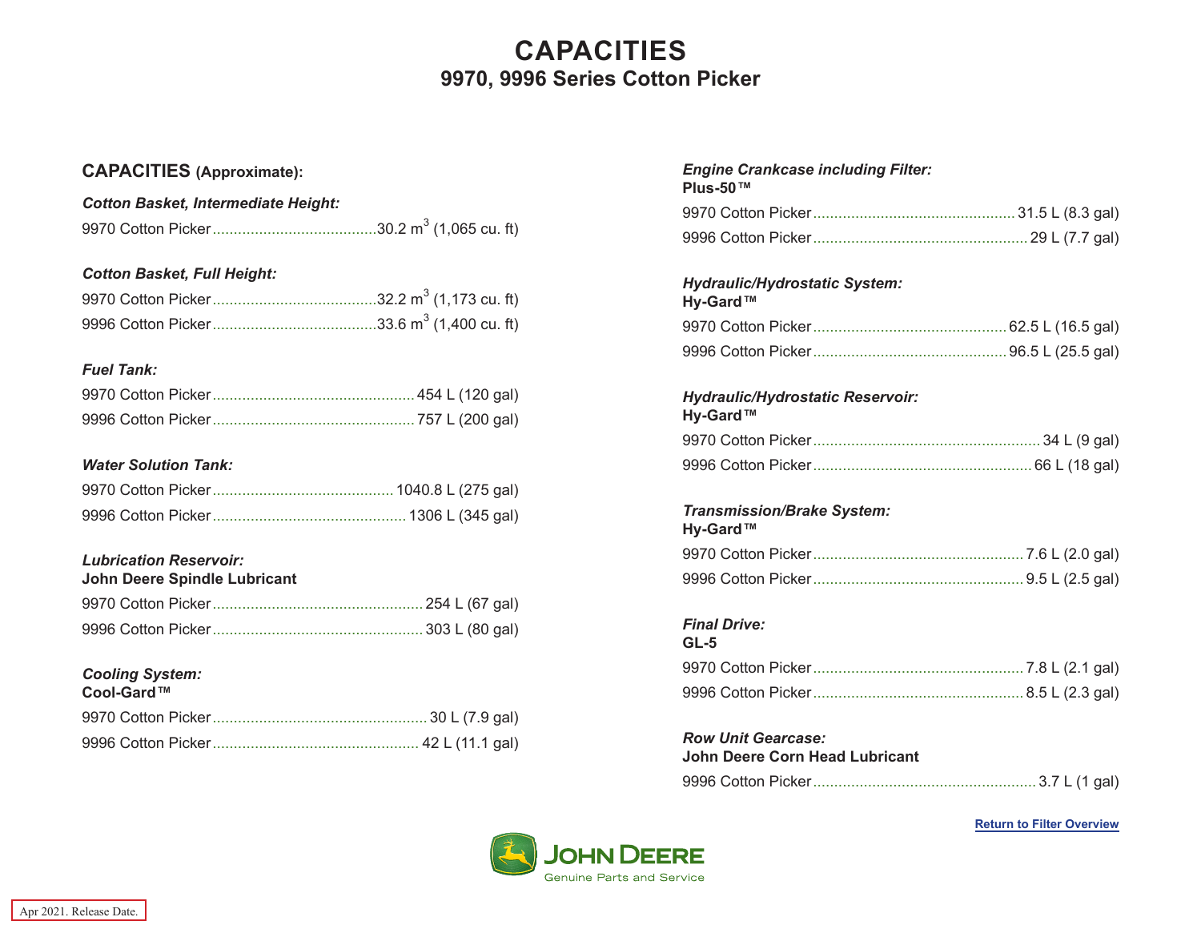# CAPACITIES

## 9970, 9996 Series Cotton Picker

### CAPACITIES (Approximate):

***Cotton Basket, Intermediate Height:***

9970 Cotton Picker.......................................30.2 $m^3$ (1,065 cu. ft)

***Cotton Basket, Full Height:***

9970 Cotton Picker.......................................32.2 $m^3$ (1,173 cu. ft)

9996 Cotton Picker.......................................33.6 $m^3$ (1,400 cu. ft)

***Fuel Tank:***

9970 Cotton Picker................................................454 L (120 gal)

9996 Cotton Picker................................................757 L (200 gal)

***Water Solution Tank:***

9970 Cotton Picker...........................................1040.8 L (275 gal)

9996 Cotton Picker..............................................1306 L (345 gal)

***Lubrication Reservoir:***
**John Deere Spindle Lubricant**

9970 Cotton Picker..................................................254 L (67 gal)

9996 Cotton Picker..................................................303 L (80 gal)

***Cooling System:***
**Cool-Gard™**

9970 Cotton Picker...................................................30 L (7.9 gal)

9996 Cotton Picker.................................................42 L (11.1 gal)

***Engine Crankcase including Filter:***
**Plus-50™**

9970 Cotton Picker................................................31.5 L (8.3 gal)

9996 Cotton Picker...................................................29 L (7.7 gal)

***Hydraulic/Hydrostatic System:***
**Hy-Gard™**

9970 Cotton Picker..............................................62.5 L (16.5 gal)

9996 Cotton Picker..............................................96.5 L (25.5 gal)

***Hydraulic/Hydrostatic Reservoir:***
**Hy-Gard™**

9970 Cotton Picker......................................................34 L (9 gal)

9996 Cotton Picker....................................................66 L (18 gal)

***Transmission/Brake System:***
**Hy-Gard™**

9970 Cotton Picker..................................................7.6 L (2.0 gal)

9996 Cotton Picker..................................................9.5 L (2.5 gal)

***Final Drive:***
**GL-5**

9970 Cotton Picker..................................................7.8 L (2.1 gal)

9996 Cotton Picker..................................................8.5 L (2.3 gal)

***Row Unit Gearcase:***
**John Deere Corn Head Lubricant**

9996 Cotton Picker.....................................................3.7 L (1 gal)

Return to Filter Overview

JOHN DEERE
Genuine Parts and Service

Apr 2021. Release Date.